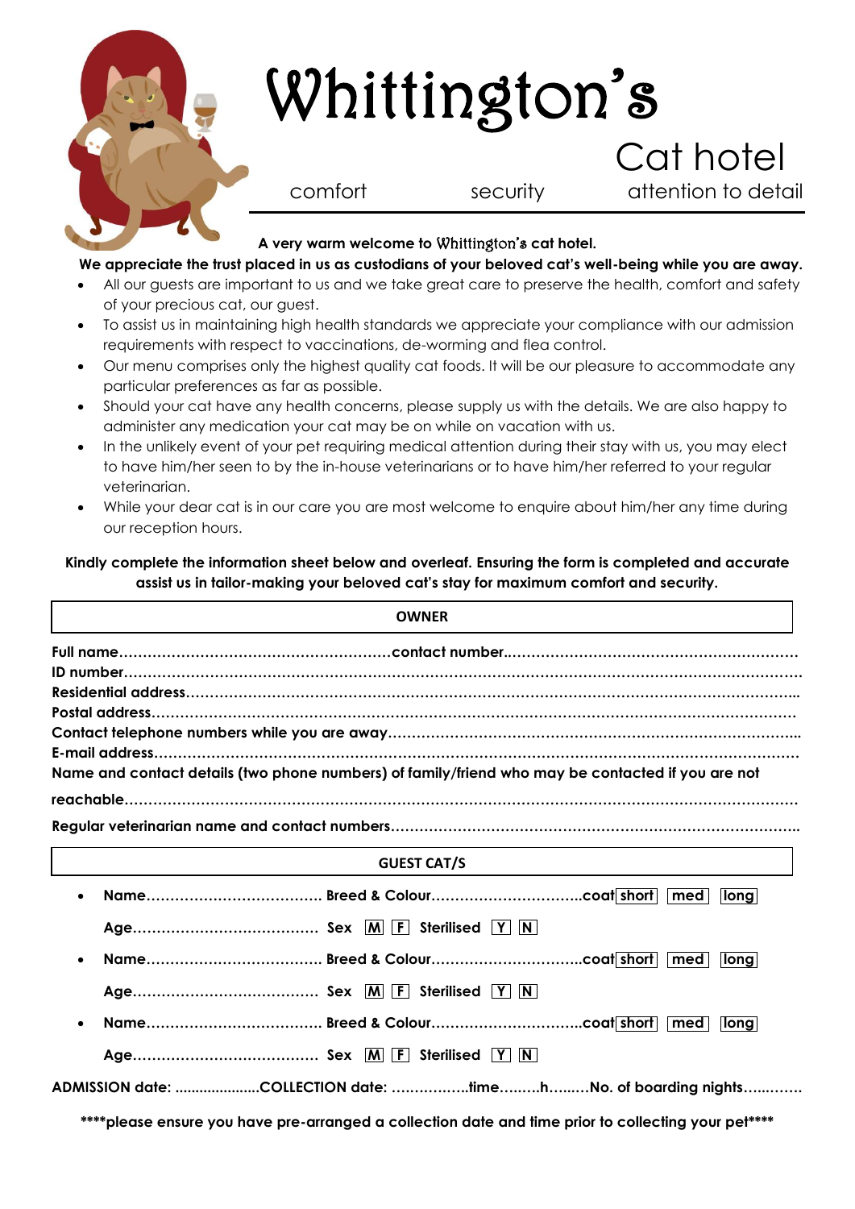# Whittington's

## Cat hotel

comfort security attention to detail

**A very warm welcome to Whittington's cat hotel.**

**We appreciate the trust placed in us as custodians of your beloved cat's well-being while you are away.**

- All our guests are important to us and we take great care to preserve the health, comfort and safety of your precious cat, our guest.
- To assist us in maintaining high health standards we appreciate your compliance with our admission requirements with respect to vaccinations, de-worming and flea control.
- Our menu comprises only the highest quality cat foods. It will be our pleasure to accommodate any particular preferences as far as possible.
- Should your cat have any health concerns, please supply us with the details. We are also happy to administer any medication your cat may be on while on vacation with us.
- In the unlikely event of your pet requiring medical attention during their stay with us, you may elect to have him/her seen to by the in-house veterinarians or to have him/her referred to your regular veterinarian.
- While your dear cat is in our care you are most welcome to enquire about him/her any time during our reception hours.

**Kindly complete the information sheet below and overleaf. Ensuring the form is completed and accurate assist us in tailor-making your beloved cat's stay for maximum comfort and security.**

## OWNER

**Full name**……………………………………………………**contact number**………………………………………………………

**ID number**……………………………………………………………………………………………………………………………

**Residential address**…………………………………………………………………………………………………………………

**Postal address**………………………………………………………………………………………………………………………

**Contact telephone numbers while you are away**……………………………………………………………………………

**E-mail address**………………………………………………………………………………………………………………………

**Name and contact details (two phone numbers) of family/friend who may be contacted if you are not reachable**……………………………………………………………………………………………………………………

**Regular veterinarian name and contact numbers**……………………………………………………………………………

## GUEST CAT/S

- **Name**……………………………… **Breed & Colour**…………………………**coat** [short] [med] [long]

  **Age**……………………………… **Sex** [M] [F] **Sterilised** [Y] [N]

- **Name**……………………………… **Breed & Colour**…………………………**coat** [short] [med] [long]

  **Age**……………………………… **Sex** [M] [F] **Sterilised** [Y] [N]

- **Name**……………………………… **Breed & Colour**…………………………**coat** [short] [med] [long]

  **Age**……………………………… **Sex** [M] [F] **Sterilised** [Y] [N]

**ADMISSION date:** ………………**COLLECTION date:** ……………**time**………**h**………**No. of boarding nights**………

**\*\*\*\*please ensure you have pre-arranged a collection date and time prior to collecting your pet\*\*\*\***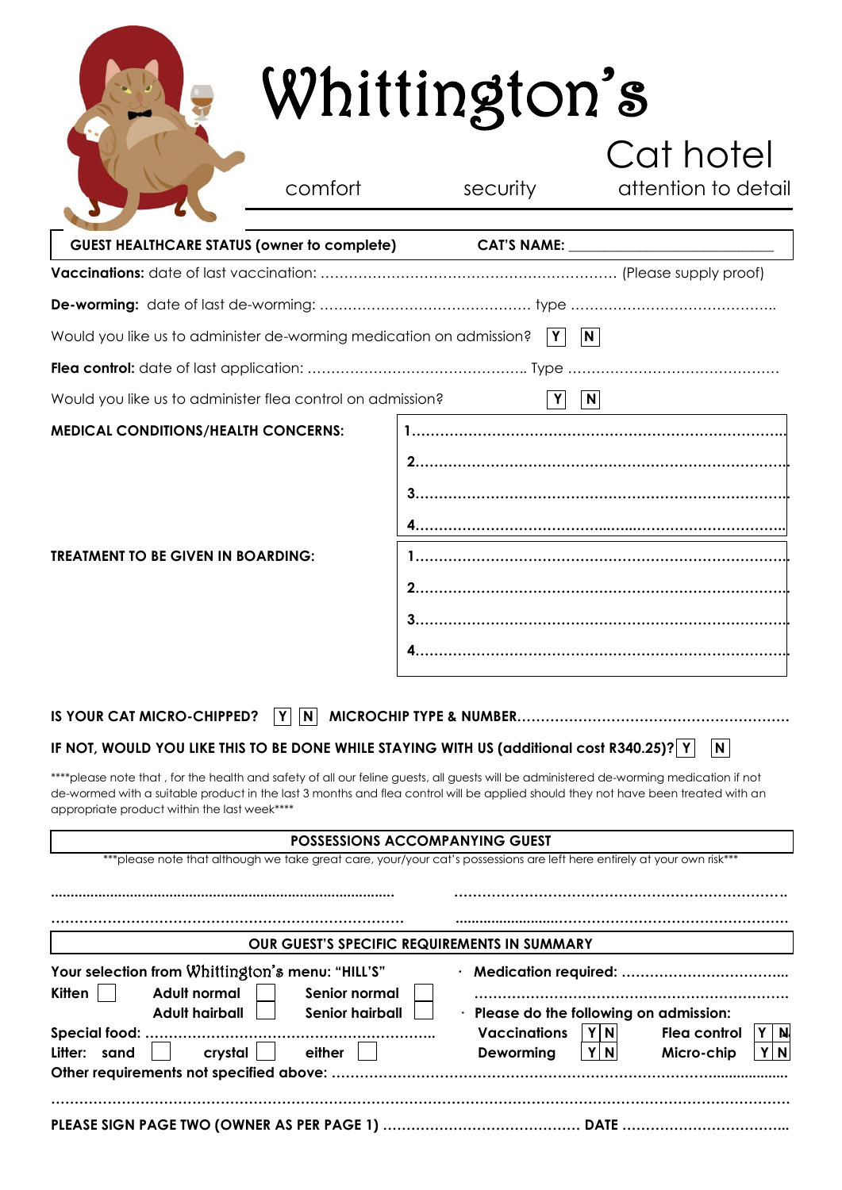# Whittington's

## Cat hotel

comfort security attention to detail

---

**GUEST HEALTHCARE STATUS (owner to complete)** **CAT'S NAME:** ______________________

**Vaccinations:** date of last vaccination: ………………………………………………………… (Please supply proof)

**De-worming:** date of last de-worming: ……………………………………… type ……………………………………..

Would you like us to administer de-worming medication on admission? **Y** **N**

**Flea control:** date of last application: ……………………………………….. Type ………………………………………

Would you like us to administer flea control on admission? **Y** **N**

**MEDICAL CONDITIONS/HEALTH CONCERNS:**

1…………………………………………………………………………
2…………………………………………………………………………
3…………………………………………………………………………
4…………………………………………………………………………

**TREATMENT TO BE GIVEN IN BOARDING:**

1…………………………………………………………………………
2…………………………………………………………………………
3…………………………………………………………………………
4…………………………………………………………………………

**IS YOUR CAT MICRO-CHIPPED?** **Y** **N** **MICROCHIP TYPE & NUMBER**…………………………………………………

**IF NOT, WOULD YOU LIKE THIS TO BE DONE WHILE STAYING WITH US (additional cost R340.25)?** **Y** **N**

\*\*\*\*please note that , for the health and safety of all our feline guests, all guests will be administered de-worming medication if not de-wormed with a suitable product in the last 3 months and flea control will be applied should they not have been treated with an appropriate product within the last week\*\*\*\*

**POSSESSIONS ACCOMPANYING GUEST**

\*\*\*please note that although we take great care, your/your cat's possessions are left here entirely at your own risk\*\*\*

………………………………………………………………… ……………………………………………………………

………………………………………………………………… ……………………………………………………………

**OUR GUEST'S SPECIFIC REQUIREMENTS IN SUMMARY**

**Your selection from Whittington's menu: "HILL'S"**

**Kitten** ☐ **Adult normal** ☐ **Senior normal** ☐
**Adult hairball** ☐ **Senior hairball** ☐

**Special food:** ……………………………………………………

**Litter:** **sand** ☐ **crystal** ☐ **either** ☐

- **Medication required:** ……………………………… ……………………………………………………………
- **Please do the following on admission:**

| | | | |
|---|---|---|---|
| **Vaccinations** | **Y N** | **Flea control** | **Y N** |
| **Deworming** | **Y N** | **Micro-chip** | **Y N** |

**Other requirements not specified above:** ……………………………………………………………………………

…………………………………………………………………………………………………………………………

**PLEASE SIGN PAGE TWO (OWNER AS PER PAGE 1)** …………………………………… **DATE** ……………………………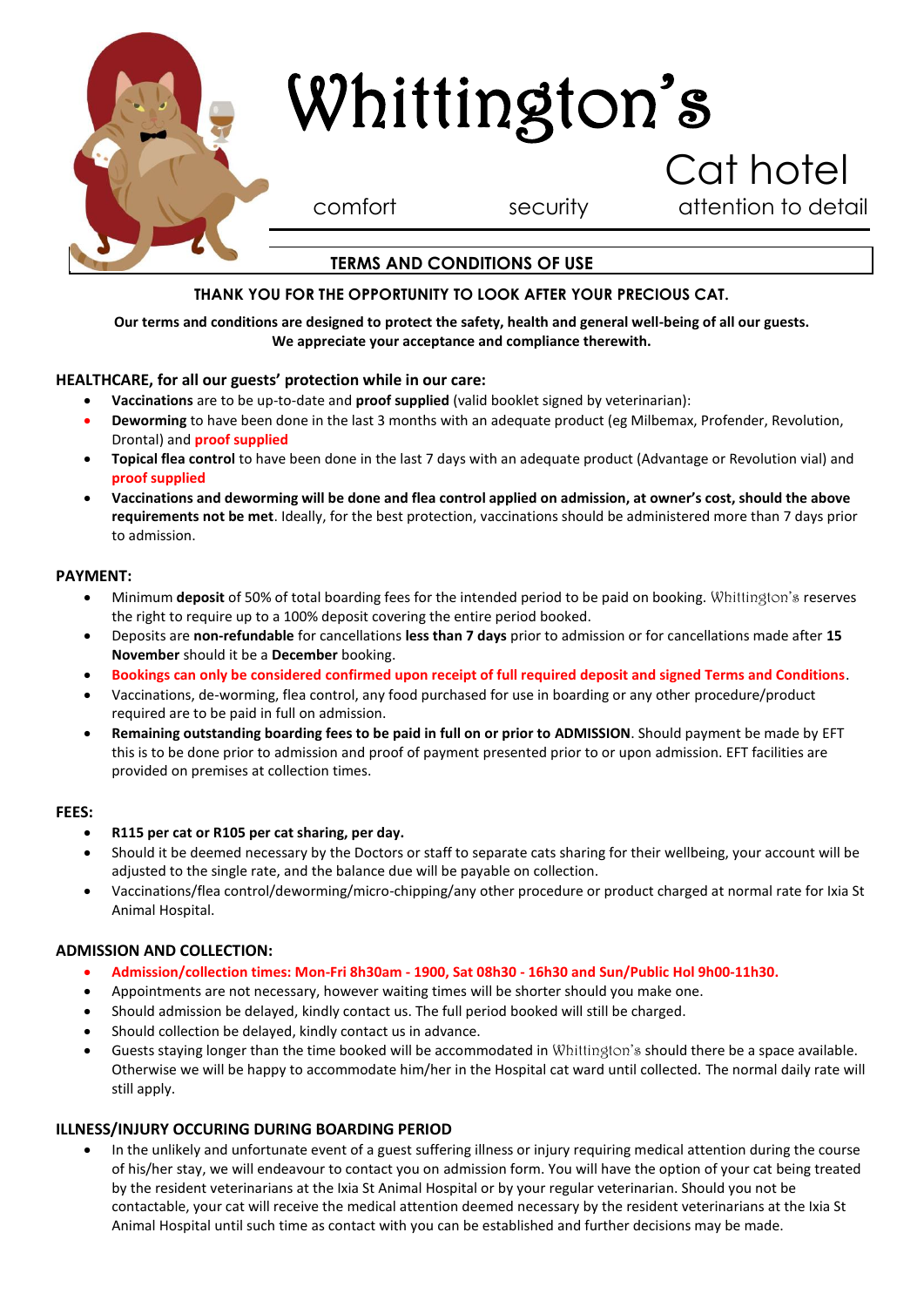# Whittington's

## Cat hotel

comfort security attention to detail

### TERMS AND CONDITIONS OF USE

**THANK YOU FOR THE OPPORTUNITY TO LOOK AFTER YOUR PRECIOUS CAT.**

**Our terms and conditions are designed to protect the safety, health and general well-being of all our guests. We appreciate your acceptance and compliance therewith.**

**HEALTHCARE, for all our guests' protection while in our care:**

- **Vaccinations** are to be up-to-date and **proof supplied** (valid booklet signed by veterinarian):
- **Deworming** to have been done in the last 3 months with an adequate product (eg Milbemax, Profender, Revolution, Drontal) and **proof supplied**
- **Topical flea control** to have been done in the last 7 days with an adequate product (Advantage or Revolution vial) and **proof supplied**
- **Vaccinations and deworming will be done and flea control applied on admission, at owner's cost, should the above requirements not be met**. Ideally, for the best protection, vaccinations should be administered more than 7 days prior to admission.

**PAYMENT:**

- Minimum **deposit** of 50% of total boarding fees for the intended period to be paid on booking. Whittington's reserves the right to require up to a 100% deposit covering the entire period booked.
- Deposits are **non-refundable** for cancellations **less than 7 days** prior to admission or for cancellations made after **15 November** should it be a **December** booking.
- **Bookings can only be considered confirmed upon receipt of full required deposit and signed Terms and Conditions**.
- Vaccinations, de-worming, flea control, any food purchased for use in boarding or any other procedure/product required are to be paid in full on admission.
- **Remaining outstanding boarding fees to be paid in full on or prior to ADMISSION**. Should payment be made by EFT this is to be done prior to admission and proof of payment presented prior to or upon admission. EFT facilities are provided on premises at collection times.

**FEES:**

- **R115 per cat or R105 per cat sharing, per day.**
- Should it be deemed necessary by the Doctors or staff to separate cats sharing for their wellbeing, your account will be adjusted to the single rate, and the balance due will be payable on collection.
- Vaccinations/flea control/deworming/micro-chipping/any other procedure or product charged at normal rate for Ixia St Animal Hospital.

**ADMISSION AND COLLECTION:**

- **Admission/collection times: Mon-Fri 8h30am - 1900, Sat 08h30 - 16h30 and Sun/Public Hol 9h00-11h30.**
- Appointments are not necessary, however waiting times will be shorter should you make one.
- Should admission be delayed, kindly contact us. The full period booked will still be charged.
- Should collection be delayed, kindly contact us in advance.
- Guests staying longer than the time booked will be accommodated in Whittington's should there be a space available. Otherwise we will be happy to accommodate him/her in the Hospital cat ward until collected. The normal daily rate will still apply.

**ILLNESS/INJURY OCCURING DURING BOARDING PERIOD**

- In the unlikely and unfortunate event of a guest suffering illness or injury requiring medical attention during the course of his/her stay, we will endeavour to contact you on admission form. You will have the option of your cat being treated by the resident veterinarians at the Ixia St Animal Hospital or by your regular veterinarian. Should you not be contactable, your cat will receive the medical attention deemed necessary by the resident veterinarians at the Ixia St Animal Hospital until such time as contact with you can be established and further decisions may be made.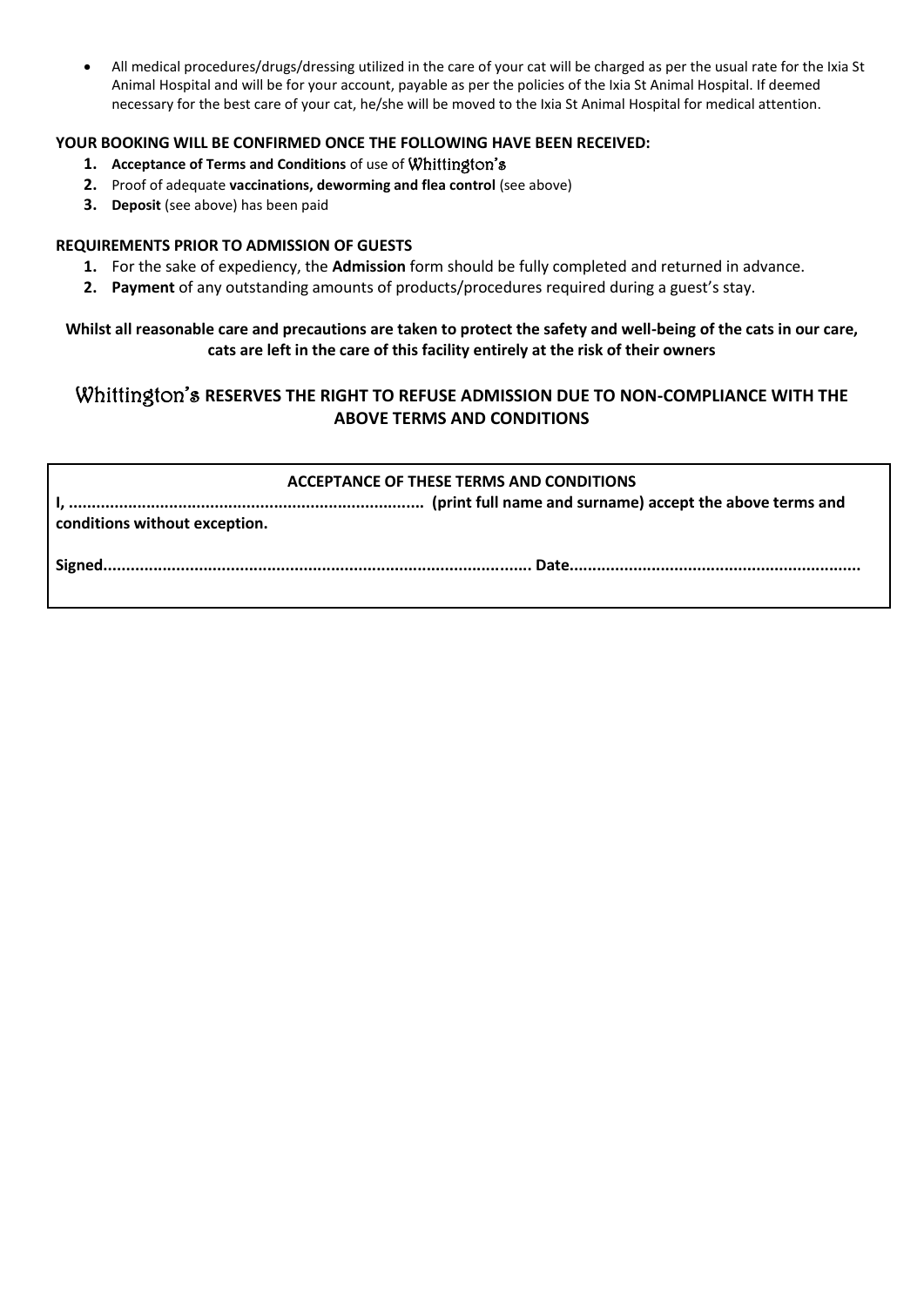- All medical procedures/drugs/dressing utilized in the care of your cat will be charged as per the usual rate for the Ixia St Animal Hospital and will be for your account, payable as per the policies of the Ixia St Animal Hospital. If deemed necessary for the best care of your cat, he/she will be moved to the Ixia St Animal Hospital for medical attention.

**YOUR BOOKING WILL BE CONFIRMED ONCE THE FOLLOWING HAVE BEEN RECEIVED:**

1. **Acceptance of Terms and Conditions** of use of Whittington's
2. Proof of adequate **vaccinations, deworming and flea control** (see above)
3. **Deposit** (see above) has been paid

**REQUIREMENTS PRIOR TO ADMISSION OF GUESTS**

1. For the sake of expediency, the **Admission** form should be fully completed and returned in advance.
2. **Payment** of any outstanding amounts of products/procedures required during a guest's stay.

**Whilst all reasonable care and precautions are taken to protect the safety and well-being of the cats in our care, cats are left in the care of this facility entirely at the risk of their owners**

## Whittington's RESERVES THE RIGHT TO REFUSE ADMISSION DUE TO NON-COMPLIANCE WITH THE ABOVE TERMS AND CONDITIONS

**ACCEPTANCE OF THESE TERMS AND CONDITIONS**

**I, ............................................................................ (print full name and surname) accept the above terms and conditions without exception.**

**Signed............................................................................................ Date..............................................................**